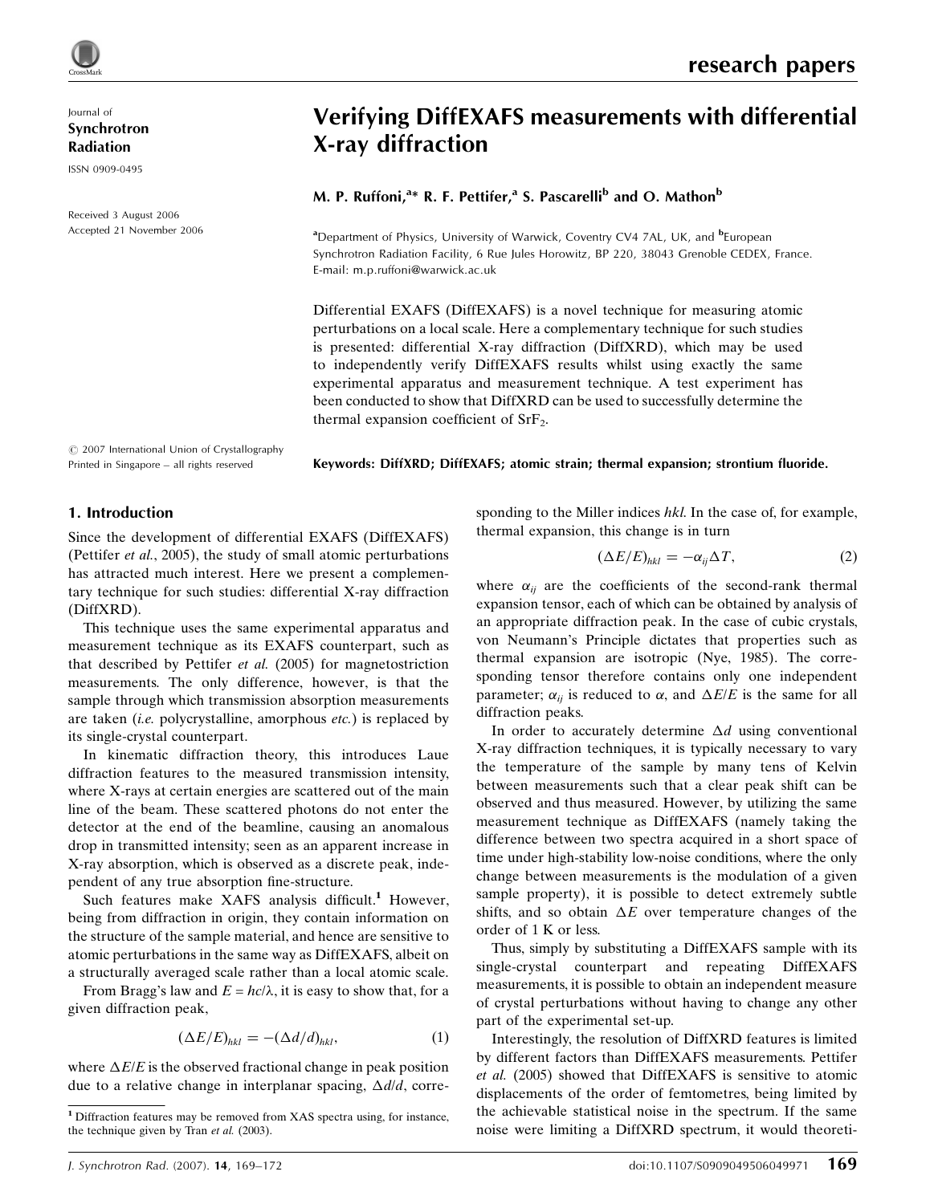# Verifying DiffEXAFS measurements with differential X-ray diffraction

Journal of **Synchrotron Radiation**

ISSN 0909-0495

Received 3 August 2006
Accepted 21 November 2006

© 2007 International Union of Crystallography
Printed in Singapore – all rights reserved

**M. P. Ruffoni,[a]* R. F. Pettifer,[a] S. Pascarelli[b] and O. Mathon[b]**

[a]Department of Physics, University of Warwick, Coventry CV4 7AL, UK, and [b]European Synchrotron Radiation Facility, 6 Rue Jules Horowitz, BP 220, 38043 Grenoble CEDEX, France. E-mail: m.p.ruffoni@warwick.ac.uk

Differential EXAFS (DiffEXAFS) is a novel technique for measuring atomic perturbations on a local scale. Here a complementary technique for such studies is presented: differential X-ray diffraction (DiffXRD), which may be used to independently verify DiffEXAFS results whilst using exactly the same experimental apparatus and measurement technique. A test experiment has been conducted to show that DiffXRD can be used to successfully determine the thermal expansion coefficient of $SrF_2$.

**Keywords: DiffXRD; DiffEXAFS; atomic strain; thermal expansion; strontium fluoride.**

## 1. Introduction

Since the development of differential EXAFS (DiffEXAFS) (Pettifer *et al.*, 2005), the study of small atomic perturbations has attracted much interest. Here we present a complementary technique for such studies: differential X-ray diffraction (DiffXRD).

This technique uses the same experimental apparatus and measurement technique as its EXAFS counterpart, such as that described by Pettifer *et al.* (2005) for magnetostriction measurements. The only difference, however, is that the sample through which transmission absorption measurements are taken (*i.e.* polycrystalline, amorphous *etc.*) is replaced by its single-crystal counterpart.

In kinematic diffraction theory, this introduces Laue diffraction features to the measured transmission intensity, where X-rays at certain energies are scattered out of the main line of the beam. These scattered photons do not enter the detector at the end of the beamline, causing an anomalous drop in transmitted intensity; seen as an apparent increase in X-ray absorption, which is observed as a discrete peak, independent of any true absorption fine-structure.

Such features make XAFS analysis difficult.[1] However, being from diffraction in origin, they contain information on the structure of the sample material, and hence are sensitive to atomic perturbations in the same way as DiffEXAFS, albeit on a structurally averaged scale rather than a local atomic scale.

From Bragg's law and $E = hc/\lambda$, it is easy to show that, for a given diffraction peak,

$$(\Delta E/E)_{hkl} = -(\Delta d/d)_{hkl}, \tag{1}$$

where $\Delta E/E$ is the observed fractional change in peak position due to a relative change in interplanar spacing, $\Delta d/d$, corresponding to the Miller indices *hkl*. In the case of, for example, thermal expansion, this change is in turn

$$(\Delta E/E)_{hkl} = -\alpha_{ij}\Delta T, \tag{2}$$

where $\alpha_{ij}$ are the coefficients of the second-rank thermal expansion tensor, each of which can be obtained by analysis of an appropriate diffraction peak. In the case of cubic crystals, von Neumann's Principle dictates that properties such as thermal expansion are isotropic (Nye, 1985). The corresponding tensor therefore contains only one independent parameter; $\alpha_{ij}$ is reduced to $\alpha$, and $\Delta E/E$ is the same for all diffraction peaks.

In order to accurately determine $\Delta d$ using conventional X-ray diffraction techniques, it is typically necessary to vary the temperature of the sample by many tens of Kelvin between measurements such that a clear peak shift can be observed and thus measured. However, by utilizing the same measurement technique as DiffEXAFS (namely taking the difference between two spectra acquired in a short space of time under high-stability low-noise conditions, where the only change between measurements is the modulation of a given sample property), it is possible to detect extremely subtle shifts, and so obtain $\Delta E$ over temperature changes of the order of 1 K or less.

Thus, simply by substituting a DiffEXAFS sample with its single-crystal counterpart and repeating DiffEXAFS measurements, it is possible to obtain an independent measure of crystal perturbations without having to change any other part of the experimental set-up.

Interestingly, the resolution of DiffXRD features is limited by different factors than DiffEXAFS measurements. Pettifer *et al.* (2005) showed that DiffEXAFS is sensitive to atomic displacements of the order of femtometres, being limited by the achievable statistical noise in the spectrum. If the same noise were limiting a DiffXRD spectrum, it would theoreti-

[1] Diffraction features may be removed from XAS spectra using, for instance, the technique given by Tran *et al.* (2003).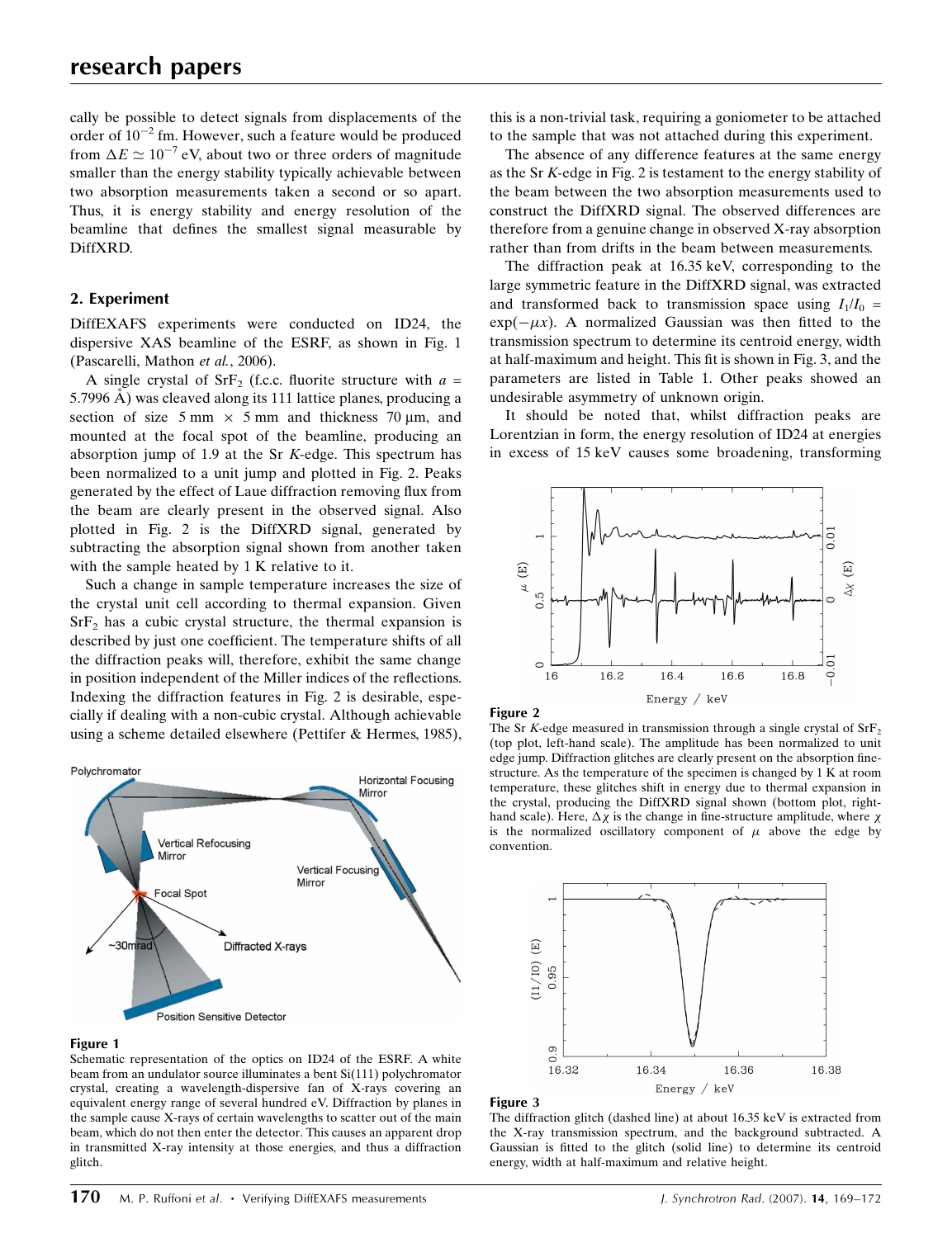cally be possible to detect signals from displacements of the order of $10^{-2}$ fm. However, such a feature would be produced from $\Delta E \simeq 10^{-7}$ eV, about two or three orders of magnitude smaller than the energy stability typically achievable between two absorption measurements taken a second or so apart. Thus, it is energy stability and energy resolution of the beamline that defines the smallest signal measurable by DiffXRD.

## 2. Experiment

DiffEXAFS experiments were conducted on ID24, the dispersive XAS beamline of the ESRF, as shown in Fig. 1 (Pascarelli, Mathon *et al.*, 2006).

A single crystal of $SrF_2$ (f.c.c. fluorite structure with $a$ = 5.7996 Å) was cleaved along its 111 lattice planes, producing a section of size 5 mm × 5 mm and thickness 70 µm, and mounted at the focal spot of the beamline, producing an absorption jump of 1.9 at the Sr *K*-edge. This spectrum has been normalized to a unit jump and plotted in Fig. 2. Peaks generated by the effect of Laue diffraction removing flux from the beam are clearly present in the observed signal. Also plotted in Fig. 2 is the DiffXRD signal, generated by subtracting the absorption signal shown from another taken with the sample heated by 1 K relative to it.

Such a change in sample temperature increases the size of the crystal unit cell according to thermal expansion. Given $SrF_2$ has a cubic crystal structure, the thermal expansion is described by just one coefficient. The temperature shifts of all the diffraction peaks will, therefore, exhibit the same change in position independent of the Miller indices of the reflections. Indexing the diffraction features in Fig. 2 is desirable, especially if dealing with a non-cubic crystal. Although achievable using a scheme detailed elsewhere (Pettifer & Hermes, 1985), this is a non-trivial task, requiring a goniometer to be attached to the sample that was not attached during this experiment.

Figure 1
Schematic representation of the optics on ID24 of the ESRF. A white beam from an undulator source illuminates a bent Si(111) polychromator crystal, creating a wavelength-dispersive fan of X-rays covering an equivalent energy range of several hundred eV. Diffraction by planes in the sample cause X-rays of certain wavelengths to scatter out of the main beam, which do not then enter the detector. This causes an apparent drop in transmitted X-ray intensity at those energies, and thus a diffraction glitch.

The absence of any difference features at the same energy as the Sr *K*-edge in Fig. 2 is testament to the energy stability of the beam between the two absorption measurements used to construct the DiffXRD signal. The observed differences are therefore from a genuine change in observed X-ray absorption rather than from drifts in the beam between measurements.

The diffraction peak at 16.35 keV, corresponding to the large symmetric feature in the DiffXRD signal, was extracted and transformed back to transmission space using $I_1/I_0 = \exp(-\mu x)$. A normalized Gaussian was then fitted to the transmission spectrum to determine its centroid energy, width at half-maximum and height. This fit is shown in Fig. 3, and the parameters are listed in Table 1. Other peaks showed an undesirable asymmetry of unknown origin.

It should be noted that, whilst diffraction peaks are Lorentzian in form, the energy resolution of ID24 at energies in excess of 15 keV causes some broadening, transforming

Figure 2
The Sr *K*-edge measured in transmission through a single crystal of $SrF_2$ (top plot, left-hand scale). The amplitude has been normalized to unit edge jump. Diffraction glitches are clearly present on the absorption fine-structure. As the temperature of the specimen is changed by 1 K at room temperature, these glitches shift in energy due to thermal expansion in the crystal, producing the DiffXRD signal shown (bottom plot, right-hand scale). Here, $\Delta\chi$ is the change in fine-structure amplitude, where $\chi$ is the normalized oscillatory component of $\mu$ above the edge by convention.

Figure 3
The diffraction glitch (dashed line) at about 16.35 keV is extracted from the X-ray transmission spectrum, and the background subtracted. A Gaussian is fitted to the glitch (solid line) to determine its centroid energy, width at half-maximum and relative height.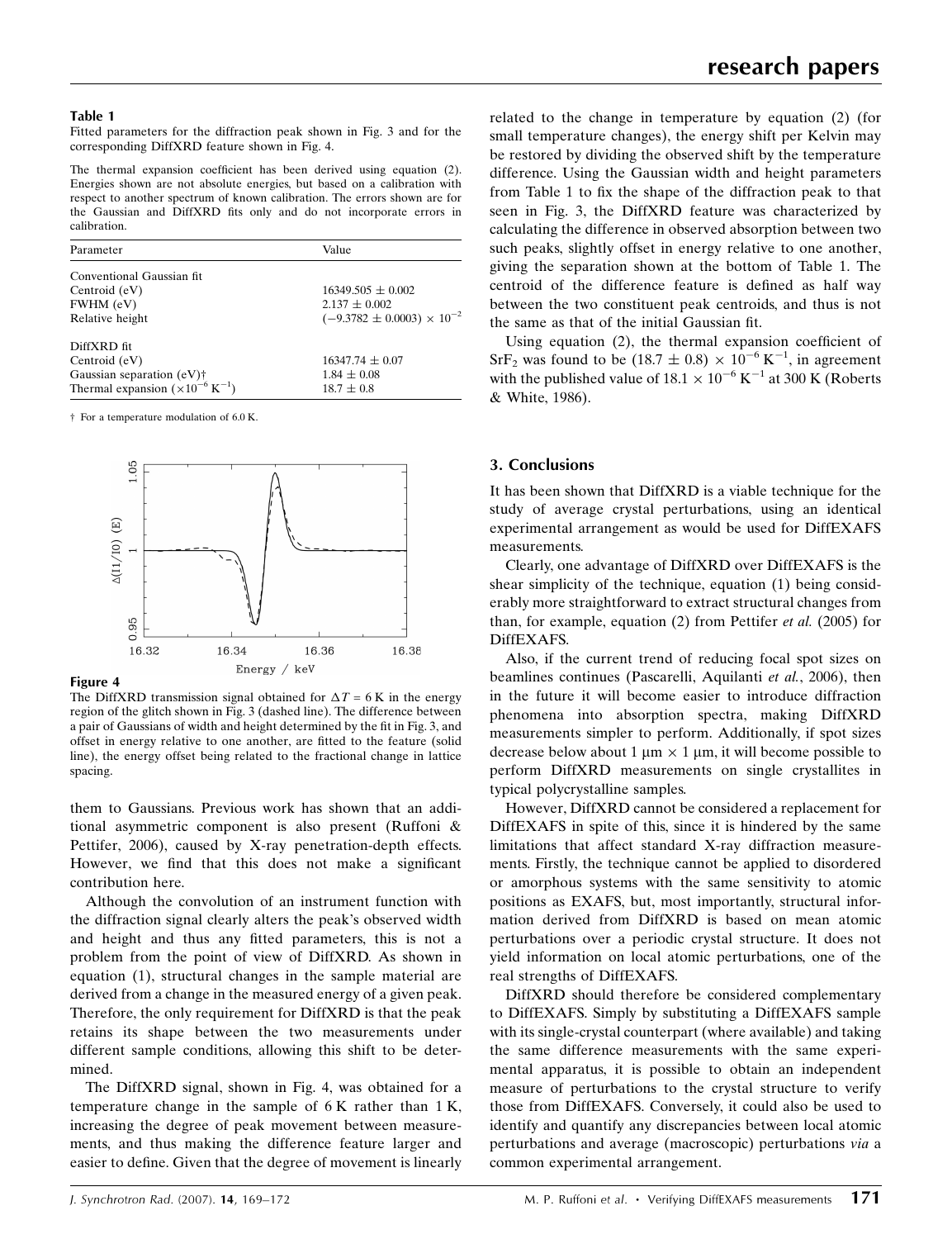**Table 1**

Fitted parameters for the diffraction peak shown in Fig. 3 and for the corresponding DiffXRD feature shown in Fig. 4.

The thermal expansion coefficient has been derived using equation (2). Energies shown are not absolute energies, but based on a calibration with respect to another spectrum of known calibration. The errors shown are for the Gaussian and DiffXRD fits only and do not incorporate errors in calibration.

| Parameter | Value |
|---|---|
| Conventional Gaussian fit | |
| Centroid (eV) | $16349.505 \pm 0.002$ |
| FWHM (eV) | $2.137 \pm 0.002$ |
| Relative height | $(-9.3782 \pm 0.0003) \times 10^{-2}$ |
| DiffXRD fit | |
| Centroid (eV) | $16347.74 \pm 0.07$ |
| Gaussian separation (eV)† | $1.84 \pm 0.08$ |
| Thermal expansion ($\times 10^{-6}$ K$^{-1}$) | $18.7 \pm 0.8$ |

† For a temperature modulation of 6.0 K.

**Figure 4**

The DiffXRD transmission signal obtained for $\Delta T = 6$ K in the energy region of the glitch shown in Fig. 3 (dashed line). The difference between a pair of Gaussians of width and height determined by the fit in Fig. 3, and offset in energy relative to one another, are fitted to the feature (solid line), the energy offset being related to the fractional change in lattice spacing.

them to Gaussians. Previous work has shown that an additional asymmetric component is also present (Ruffoni & Pettifer, 2006), caused by X-ray penetration-depth effects. However, we find that this does not make a significant contribution here.

Although the convolution of an instrument function with the diffraction signal clearly alters the peak's observed width and height and thus any fitted parameters, this is not a problem from the point of view of DiffXRD. As shown in equation (1), structural changes in the sample material are derived from a change in the measured energy of a given peak. Therefore, the only requirement for DiffXRD is that the peak retains its shape between the two measurements under different sample conditions, allowing this shift to be determined.

The DiffXRD signal, shown in Fig. 4, was obtained for a temperature change in the sample of 6 K rather than 1 K, increasing the degree of peak movement between measurements, and thus making the difference feature larger and easier to define. Given that the degree of movement is linearly related to the change in temperature by equation (2) (for small temperature changes), the energy shift per Kelvin may be restored by dividing the observed shift by the temperature difference. Using the Gaussian width and height parameters from Table 1 to fix the shape of the diffraction peak to that seen in Fig. 3, the DiffXRD feature was characterized by calculating the difference in observed absorption between two such peaks, slightly offset in energy relative to one another, giving the separation shown at the bottom of Table 1. The centroid of the difference feature is defined as half way between the two constituent peak centroids, and thus is not the same as that of the initial Gaussian fit.

Using equation (2), the thermal expansion coefficient of $SrF_2$ was found to be $(18.7 \pm 0.8) \times 10^{-6}$ K$^{-1}$, in agreement with the published value of $18.1 \times 10^{-6}$ K$^{-1}$ at 300 K (Roberts & White, 1986).

## 3. Conclusions

It has been shown that DiffXRD is a viable technique for the study of average crystal perturbations, using an identical experimental arrangement as would be used for DiffEXAFS measurements.

Clearly, one advantage of DiffXRD over DiffEXAFS is the shear simplicity of the technique, equation (1) being considerably more straightforward to extract structural changes from than, for example, equation (2) from Pettifer *et al.* (2005) for DiffEXAFS.

Also, if the current trend of reducing focal spot sizes on beamlines continues (Pascarelli, Aquilanti *et al.*, 2006), then in the future it will become easier to introduce diffraction phenomena into absorption spectra, making DiffXRD measurements simpler to perform. Additionally, if spot sizes decrease below about 1 μm × 1 μm, it will become possible to perform DiffXRD measurements on single crystallites in typical polycrystalline samples.

However, DiffXRD cannot be considered a replacement for DiffEXAFS in spite of this, since it is hindered by the same limitations that affect standard X-ray diffraction measurements. Firstly, the technique cannot be applied to disordered or amorphous systems with the same sensitivity to atomic positions as EXAFS, but, most importantly, structural information derived from DiffXRD is based on mean atomic perturbations over a periodic crystal structure. It does not yield information on local atomic perturbations, one of the real strengths of DiffEXAFS.

DiffXRD should therefore be considered complementary to DiffEXAFS. Simply by substituting a DiffEXAFS sample with its single-crystal counterpart (where available) and taking the same difference measurements with the same experimental apparatus, it is possible to obtain an independent measure of perturbations to the crystal structure to verify those from DiffEXAFS. Conversely, it could also be used to identify and quantify any discrepancies between local atomic perturbations and average (macroscopic) perturbations *via* a common experimental arrangement.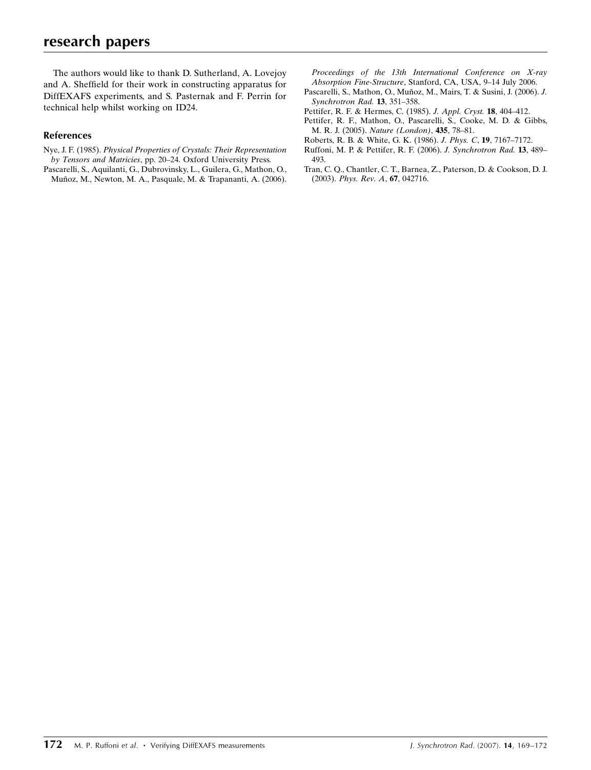The authors would like to thank D. Sutherland, A. Lovejoy and A. Sheffield for their work in constructing apparatus for DiffEXAFS experiments, and S. Pasternak and F. Perrin for technical help whilst working on ID24.

## References

Nye, J. F. (1985). *Physical Properties of Crystals: Their Representation by Tensors and Matricies*, pp. 20–24. Oxford University Press.

Pascarelli, S., Aquilanti, G., Dubrovinsky, L., Guilera, G., Mathon, O., Muñoz, M., Newton, M. A., Pasquale, M. & Trapananti, A. (2006). *Proceedings of the 13th International Conference on X-ray Absorption Fine-Structure*, Stanford, CA, USA, 9–14 July 2006.

Pascarelli, S., Mathon, O., Muñoz, M., Mairs, T. & Susini, J. (2006). *J. Synchrotron Rad.* **13**, 351–358.

Pettifer, R. F. & Hermes, C. (1985). *J. Appl. Cryst.* **18**, 404–412.

Pettifer, R. F., Mathon, O., Pascarelli, S., Cooke, M. D. & Gibbs, M. R. J. (2005). *Nature (London)*, **435**, 78–81.

Roberts, R. B. & White, G. K. (1986). *J. Phys. C*, **19**, 7167–7172.

Ruffoni, M. P. & Pettifer, R. F. (2006). *J. Synchrotron Rad.* **13**, 489–493.

Tran, C. Q., Chantler, C. T., Barnea, Z., Paterson, D. & Cookson, D. J. (2003). *Phys. Rev. A*, **67**, 042716.